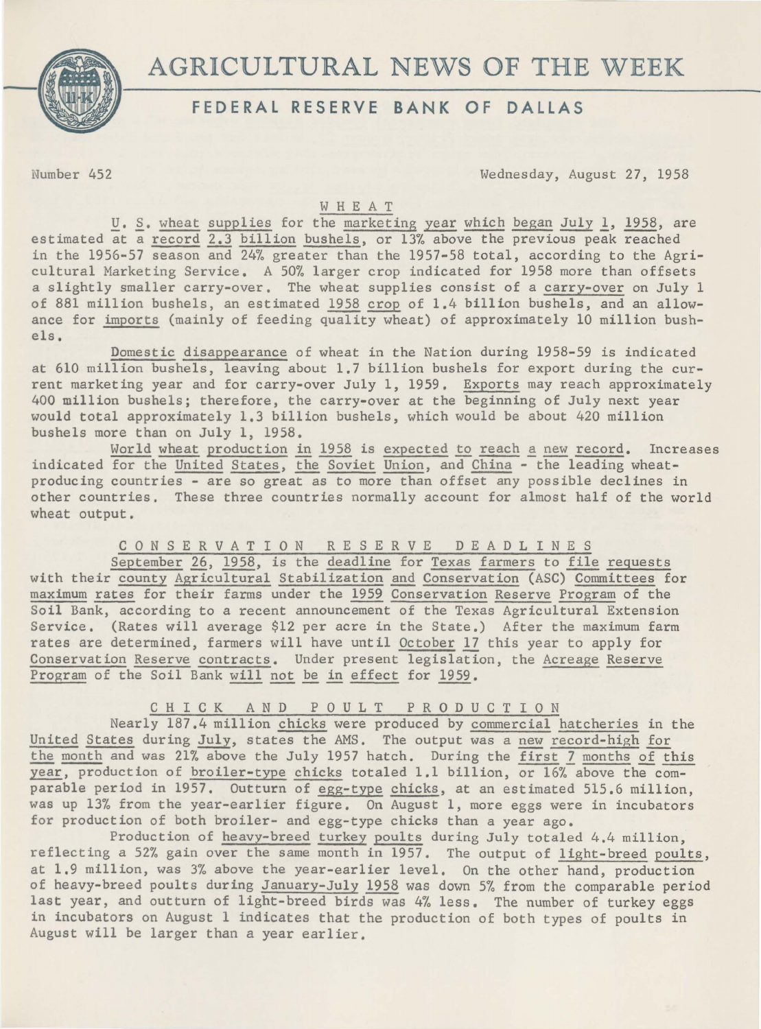# AGRICULTURAL NEWS OF THE WEEK

## FEDERAL RESERVE BANK OF DALLAS

Number 452 Wednesday, August 27, 1958

### WHEAT

U. S. wheat supplies for the marketing year which began July 1, 1958, are estimated at a record 2.3 billion bushels, or 13% above the previous peak reached in the 1956-57 season and 24% greater than the 1957-58 total, according to the Agricultural Marketing Service. A 50% larger crop indicated for 1958 more than offsets a slightly smaller carry-over. The wheat supplies consist of a carry-over on July 1 of 881 million bushels, an estimated 1958 crop of 1.4 billion bushels, and an allowance for imports (mainly of feeding quality wheat) of approximately 10 million bushels.

Domestic disappearance of wheat in the Nation during 1958-59 is indicated at 610 million bushels, leaving about 1.7 billion bushels for export during the current marketing year and for carry-over July 1, 1959. Exports may reach approximately 400 million bushels; therefore, the carry-over at the beginning of July next year would total approximately 1.3 billion bushels, which would be about 420 million bushels more than on July 1, 1958.

World wheat production in 1958 is expected to reach a new record. Increases indicated for the United States, the Soviet Union, and China - the leading wheat-producing countries - are so great as to more than offset any possible declines in other countries. These three countries normally account for almost half of the world wheat output.

### CONSERVATION RESERVE DEADLINES

September 26, 1958, is the deadline for Texas farmers to file requests with their county Agricultural Stabilization and Conservation (ASC) Committees for maximum rates for their farms under the 1959 Conservation Reserve Program of the Soil Bank, according to a recent announcement of the Texas Agricultural Extension Service. (Rates will average $12 per acre in the State.) After the maximum farm rates are determined, farmers will have until October 17 this year to apply for Conservation Reserve contracts. Under present legislation, the Acreage Reserve Program of the Soil Bank will not be in effect for 1959.

### CHICK AND POULT PRODUCTION

Nearly 187.4 million chicks were produced by commercial hatcheries in the United States during July, states the AMS. The output was a new record-high for the month and was 21% above the July 1957 hatch. During the first 7 months of this year, production of broiler-type chicks totaled 1.1 billion, or 16% above the comparable period in 1957. Outturn of egg-type chicks, at an estimated 515.6 million, was up 13% from the year-earlier figure. On August 1, more eggs were in incubators for production of both broiler- and egg-type chicks than a year ago.

Production of heavy-breed turkey poults during July totaled 4.4 million, reflecting a 52% gain over the same month in 1957. The output of light-breed poults, at 1.9 million, was 3% above the year-earlier level. On the other hand, production of heavy-breed poults during January-July 1958 was down 5% from the comparable period last year, and outturn of light-breed birds was 4% less. The number of turkey eggs in incubators on August 1 indicates that the production of both types of poults in August will be larger than a year earlier.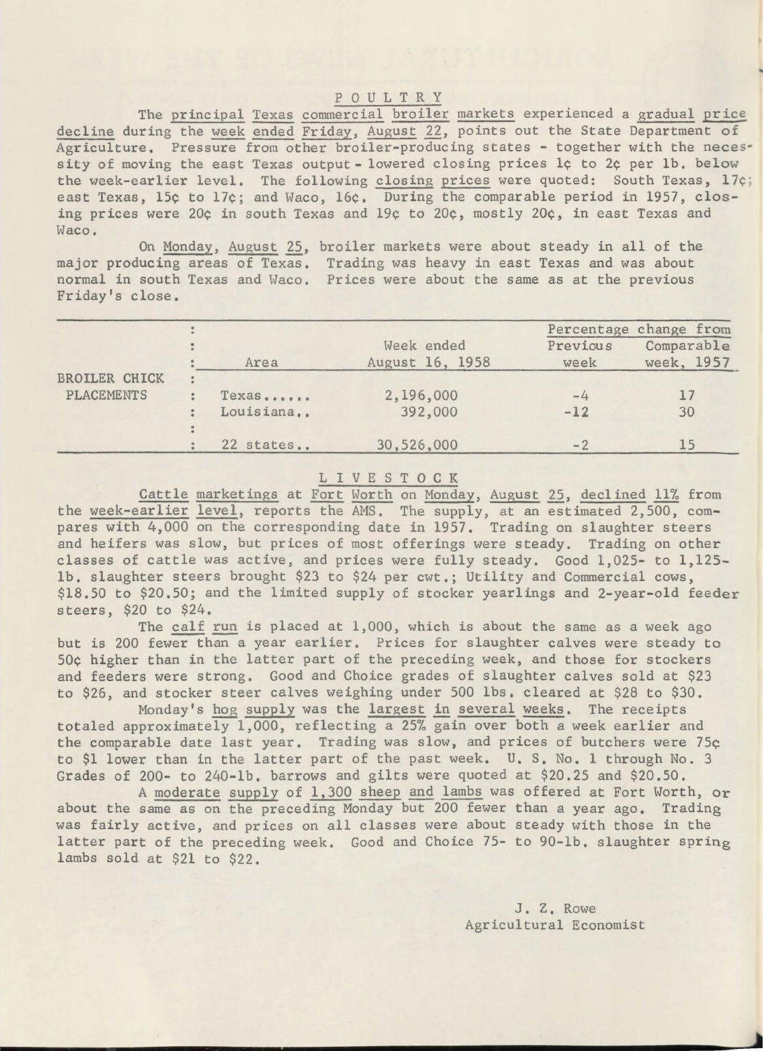## POULTRY

The principal Texas commercial broiler markets experienced a gradual price decline during the week ended Friday, August 22, points out the State Department of Agriculture. Pressure from other broiler-producing states - together with the necessity of moving the east Texas output - lowered closing prices 1¢ to 2¢ per lb. below the week-earlier level. The following closing prices were quoted: South Texas, 17¢; east Texas, 15¢ to 17¢; and Waco, 16¢. During the comparable period in 1957, closing prices were 20¢ in south Texas and 19¢ to 20¢, mostly 20¢, in east Texas and Waco.

On Monday, August 25, broiler markets were about steady in all of the major producing areas of Texas. Trading was heavy in east Texas and was about normal in south Texas and Waco. Prices were about the same as at the previous Friday's close.

| | Area | Week ended August 16, 1958 | Percentage change from Previous week | Comparable week, 1957 |
|---|---|---|---|---|
| BROILER CHICK PLACEMENTS | Texas...... | 2,196,000 | -4 | 17 |
| | Louisiana.. | 392,000 | -12 | 30 |
| | 22 states.. | 30,526,000 | -2 | 15 |

## LIVESTOCK

Cattle marketings at Fort Worth on Monday, August 25, declined 11% from the week-earlier level, reports the AMS. The supply, at an estimated 2,500, compares with 4,000 on the corresponding date in 1957. Trading on slaughter steers and heifers was slow, but prices of most offerings were steady. Trading on other classes of cattle was active, and prices were fully steady. Good 1,025- to 1,125-lb. slaughter steers brought \$23 to \$24 per cwt.; Utility and Commercial cows, \$18.50 to \$20.50; and the limited supply of stocker yearlings and 2-year-old feeder steers, \$20 to \$24.

The calf run is placed at 1,000, which is about the same as a week ago but is 200 fewer than a year earlier. Prices for slaughter calves were steady to 50¢ higher than in the latter part of the preceding week, and those for stockers and feeders were strong. Good and Choice grades of slaughter calves sold at \$23 to \$26, and stocker steer calves weighing under 500 lbs. cleared at \$28 to \$30.

Monday's hog supply was the largest in several weeks. The receipts totaled approximately 1,000, reflecting a 25% gain over both a week earlier and the comparable date last year. Trading was slow, and prices of butchers were 75¢ to \$1 lower than in the latter part of the past week. U. S. No. 1 through No. 3 Grades of 200- to 240-lb. barrows and gilts were quoted at \$20.25 and \$20.50.

A moderate supply of 1,300 sheep and lambs was offered at Fort Worth, or about the same as on the preceding Monday but 200 fewer than a year ago. Trading was fairly active, and prices on all classes were about steady with those in the latter part of the preceding week. Good and Choice 75- to 90-lb. slaughter spring lambs sold at \$21 to \$22.

J. Z. Rowe
Agricultural Economist